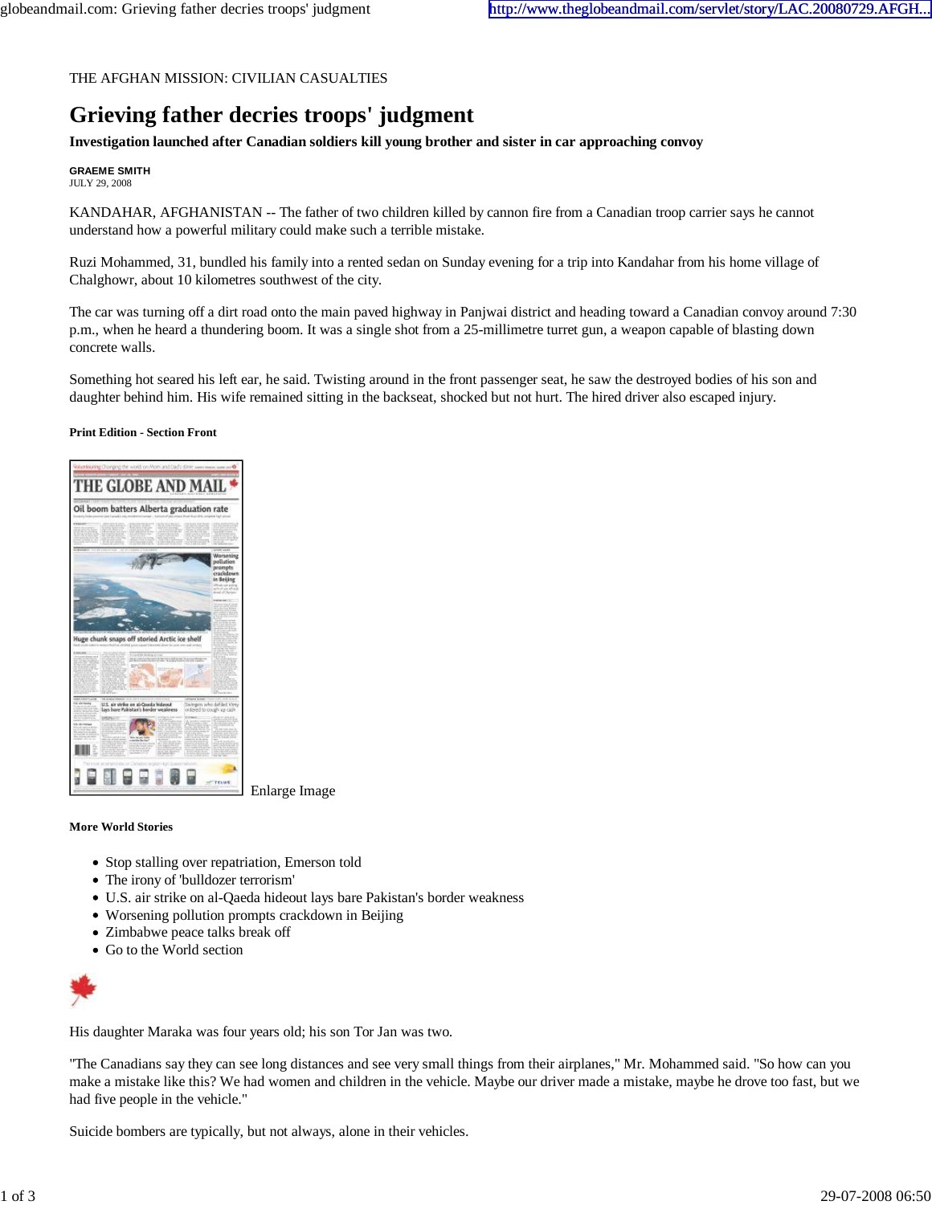THE AFGHAN MISSION: CIVILIAN CASUALTIES

# Grieving father decries troops' judgment

**Investigation launched after Canadian soldiers kill young brother and sister in car approaching convoy**

**GRAEME SMITH**
JULY 29, 2008

KANDAHAR, AFGHANISTAN -- The father of two children killed by cannon fire from a Canadian troop carrier says he cannot understand how a powerful military could make such a terrible mistake.

Ruzi Mohammed, 31, bundled his family into a rented sedan on Sunday evening for a trip into Kandahar from his home village of Chalghowr, about 10 kilometres southwest of the city.

The car was turning off a dirt road onto the main paved highway in Panjwai district and heading toward a Canadian convoy around 7:30 p.m., when he heard a thundering boom. It was a single shot from a 25-millimetre turret gun, a weapon capable of blasting down concrete walls.

Something hot seared his left ear, he said. Twisting around in the front passenger seat, he saw the destroyed bodies of his son and daughter behind him. His wife remained sitting in the backseat, shocked but not hurt. The hired driver also escaped injury.

**Print Edition - Section Front**

Enlarge Image

**More World Stories**

- Stop stalling over repatriation, Emerson told
- The irony of 'bulldozer terrorism'
- U.S. air strike on al-Qaeda hideout lays bare Pakistan's border weakness
- Worsening pollution prompts crackdown in Beijing
- Zimbabwe peace talks break off
- Go to the World section

His daughter Maraka was four years old; his son Tor Jan was two.

"The Canadians say they can see long distances and see very small things from their airplanes," Mr. Mohammed said. "So how can you make a mistake like this? We had women and children in the vehicle. Maybe our driver made a mistake, maybe he drove too fast, but we had five people in the vehicle."

Suicide bombers are typically, but not always, alone in their vehicles.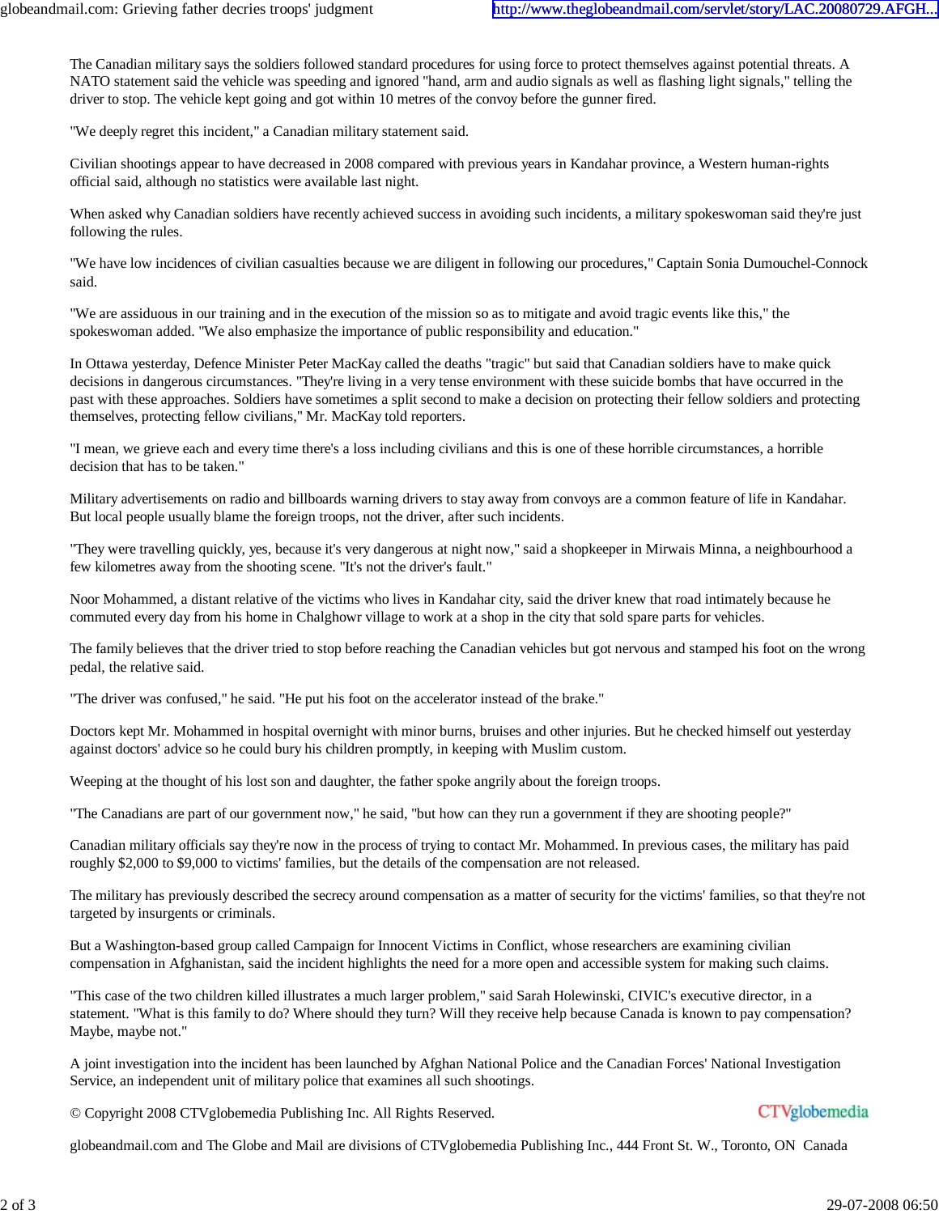The Canadian military says the soldiers followed standard procedures for using force to protect themselves against potential threats. A NATO statement said the vehicle was speeding and ignored "hand, arm and audio signals as well as flashing light signals," telling the driver to stop. The vehicle kept going and got within 10 metres of the convoy before the gunner fired.

"We deeply regret this incident," a Canadian military statement said.

Civilian shootings appear to have decreased in 2008 compared with previous years in Kandahar province, a Western human-rights official said, although no statistics were available last night.

When asked why Canadian soldiers have recently achieved success in avoiding such incidents, a military spokeswoman said they're just following the rules.

"We have low incidences of civilian casualties because we are diligent in following our procedures," Captain Sonia Dumouchel-Connock said.

"We are assiduous in our training and in the execution of the mission so as to mitigate and avoid tragic events like this," the spokeswoman added. "We also emphasize the importance of public responsibility and education."

In Ottawa yesterday, Defence Minister Peter MacKay called the deaths "tragic" but said that Canadian soldiers have to make quick decisions in dangerous circumstances. "They're living in a very tense environment with these suicide bombs that have occurred in the past with these approaches. Soldiers have sometimes a split second to make a decision on protecting their fellow soldiers and protecting themselves, protecting fellow civilians," Mr. MacKay told reporters.

"I mean, we grieve each and every time there's a loss including civilians and this is one of these horrible circumstances, a horrible decision that has to be taken."

Military advertisements on radio and billboards warning drivers to stay away from convoys are a common feature of life in Kandahar. But local people usually blame the foreign troops, not the driver, after such incidents.

"They were travelling quickly, yes, because it's very dangerous at night now," said a shopkeeper in Mirwais Minna, a neighbourhood a few kilometres away from the shooting scene. "It's not the driver's fault."

Noor Mohammed, a distant relative of the victims who lives in Kandahar city, said the driver knew that road intimately because he commuted every day from his home in Chalghowr village to work at a shop in the city that sold spare parts for vehicles.

The family believes that the driver tried to stop before reaching the Canadian vehicles but got nervous and stamped his foot on the wrong pedal, the relative said.

"The driver was confused," he said. "He put his foot on the accelerator instead of the brake."

Doctors kept Mr. Mohammed in hospital overnight with minor burns, bruises and other injuries. But he checked himself out yesterday against doctors' advice so he could bury his children promptly, in keeping with Muslim custom.

Weeping at the thought of his lost son and daughter, the father spoke angrily about the foreign troops.

"The Canadians are part of our government now," he said, "but how can they run a government if they are shooting people?"

Canadian military officials say they're now in the process of trying to contact Mr. Mohammed. In previous cases, the military has paid roughly $2,000 to $9,000 to victims' families, but the details of the compensation are not released.

The military has previously described the secrecy around compensation as a matter of security for the victims' families, so that they're not targeted by insurgents or criminals.

But a Washington-based group called Campaign for Innocent Victims in Conflict, whose researchers are examining civilian compensation in Afghanistan, said the incident highlights the need for a more open and accessible system for making such claims.

"This case of the two children killed illustrates a much larger problem," said Sarah Holewinski, CIVIC's executive director, in a statement. "What is this family to do? Where should they turn? Will they receive help because Canada is known to pay compensation? Maybe, maybe not."

A joint investigation into the incident has been launched by Afghan National Police and the Canadian Forces' National Investigation Service, an independent unit of military police that examines all such shootings.

© Copyright 2008 CTVglobemedia Publishing Inc. All Rights Reserved.

globeandmail.com and The Globe and Mail are divisions of CTVglobemedia Publishing Inc., 444 Front St. W., Toronto, ON Canada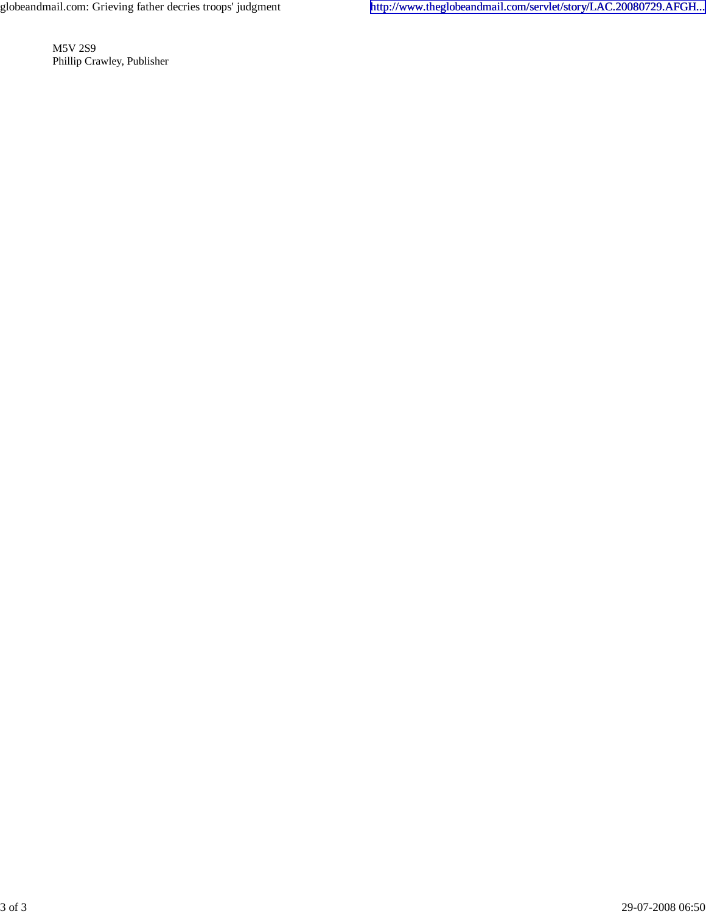M5V 2S9
Phillip Crawley, Publisher